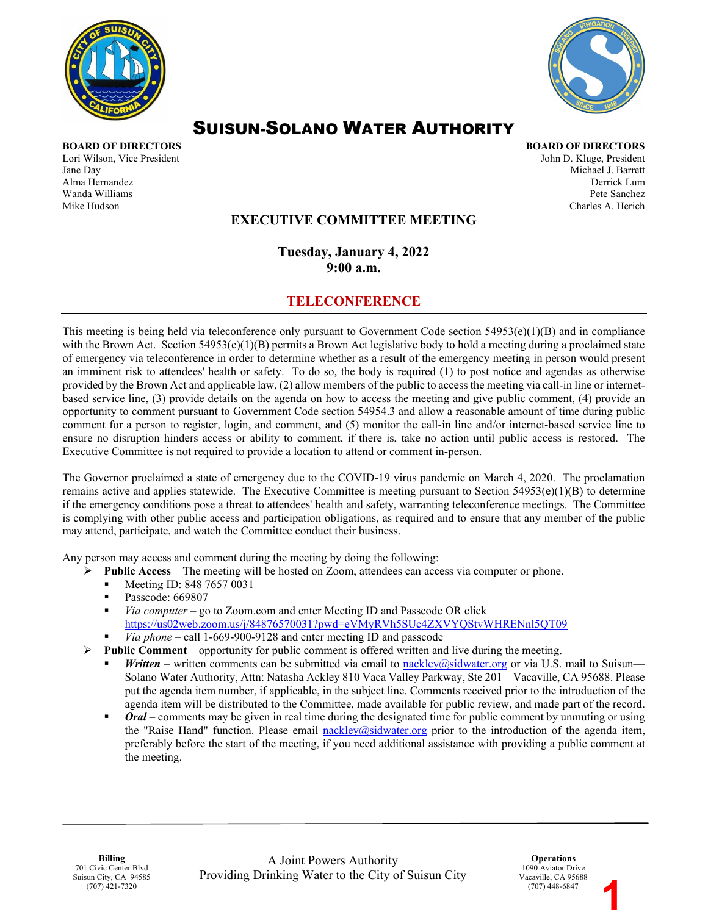# SUISUN-SOLANO WATER AUTHORITY

**BOARD OF DIRECTORS**
Lori Wilson, Vice President
Jane Day
Alma Hernandez
Wanda Williams
Mike Hudson

**BOARD OF DIRECTORS**
John D. Kluge, President
Michael J. Barrett
Derrick Lum
Pete Sanchez
Charles A. Herich

## EXECUTIVE COMMITTEE MEETING

**Tuesday, January 4, 2022**
**9:00 a.m.**

## TELECONFERENCE

This meeting is being held via teleconference only pursuant to Government Code section 54953(e)(1)(B) and in compliance with the Brown Act. Section 54953(e)(1)(B) permits a Brown Act legislative body to hold a meeting during a proclaimed state of emergency via teleconference in order to determine whether as a result of the emergency meeting in person would present an imminent risk to attendees' health or safety. To do so, the body is required (1) to post notice and agendas as otherwise provided by the Brown Act and applicable law, (2) allow members of the public to access the meeting via call-in line or internet-based service line, (3) provide details on the agenda on how to access the meeting and give public comment, (4) provide an opportunity to comment pursuant to Government Code section 54954.3 and allow a reasonable amount of time during public comment for a person to register, login, and comment, and (5) monitor the call-in line and/or internet-based service line to ensure no disruption hinders access or ability to comment, if there is, take no action until public access is restored. The Executive Committee is not required to provide a location to attend or comment in-person.

The Governor proclaimed a state of emergency due to the COVID-19 virus pandemic on March 4, 2020. The proclamation remains active and applies statewide. The Executive Committee is meeting pursuant to Section 54953(e)(1)(B) to determine if the emergency conditions pose a threat to attendees' health and safety, warranting teleconference meetings. The Committee is complying with other public access and participation obligations, as required and to ensure that any member of the public may attend, participate, and watch the Committee conduct their business.

Any person may access and comment during the meeting by doing the following:

- **Public Access** – The meeting will be hosted on Zoom, attendees can access via computer or phone.
  - Meeting ID: 848 7657 0031
  - Passcode: 669807
  - *Via computer* – go to Zoom.com and enter Meeting ID and Passcode OR click https://us02web.zoom.us/j/84876570031?pwd=eVMyRVh5SUc4ZXVYQStvWHRENnl5QT09
  - *Via phone* – call 1-669-900-9128 and enter meeting ID and passcode
- **Public Comment** – opportunity for public comment is offered written and live during the meeting.
  - ***Written*** – written comments can be submitted via email to nackley@sidwater.org or via U.S. mail to Suisun—Solano Water Authority, Attn: Natasha Ackley 810 Vaca Valley Parkway, Ste 201 – Vacaville, CA 95688. Please put the agenda item number, if applicable, in the subject line. Comments received prior to the introduction of the agenda item will be distributed to the Committee, made available for public review, and made part of the record.
  - ***Oral*** – comments may be given in real time during the designated time for public comment by unmuting or using the "Raise Hand" function. Please email nackley@sidwater.org prior to the introduction of the agenda item, preferably before the start of the meeting, if you need additional assistance with providing a public comment at the meeting.

**Billing**
701 Civic Center Blvd
Suisun City, CA 94585
(707) 421-7320

A Joint Powers Authority
Providing Drinking Water to the City of Suisun City

**Operations**
1090 Aviator Drive
Vacaville, CA 95688
(707) 448-6847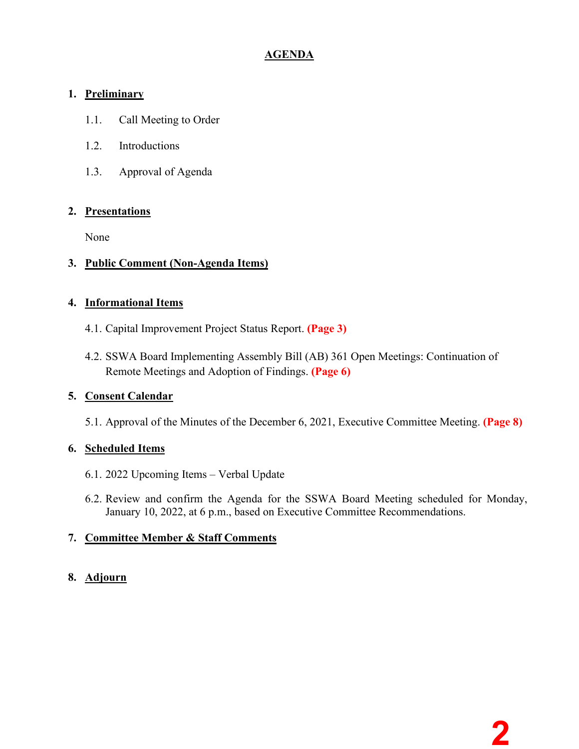# AGENDA

## 1. Preliminary

1.1. Call Meeting to Order

1.2. Introductions

1.3. Approval of Agenda

## 2. Presentations

None

## 3. Public Comment (Non-Agenda Items)

## 4. Informational Items

4.1. Capital Improvement Project Status Report. **(Page 3)**

4.2. SSWA Board Implementing Assembly Bill (AB) 361 Open Meetings: Continuation of Remote Meetings and Adoption of Findings. **(Page 6)**

## 5. Consent Calendar

5.1. Approval of the Minutes of the December 6, 2021, Executive Committee Meeting. **(Page 8)**

## 6. Scheduled Items

6.1. 2022 Upcoming Items – Verbal Update

6.2. Review and confirm the Agenda for the SSWA Board Meeting scheduled for Monday, January 10, 2022, at 6 p.m., based on Executive Committee Recommendations.

## 7. Committee Member & Staff Comments

## 8. Adjourn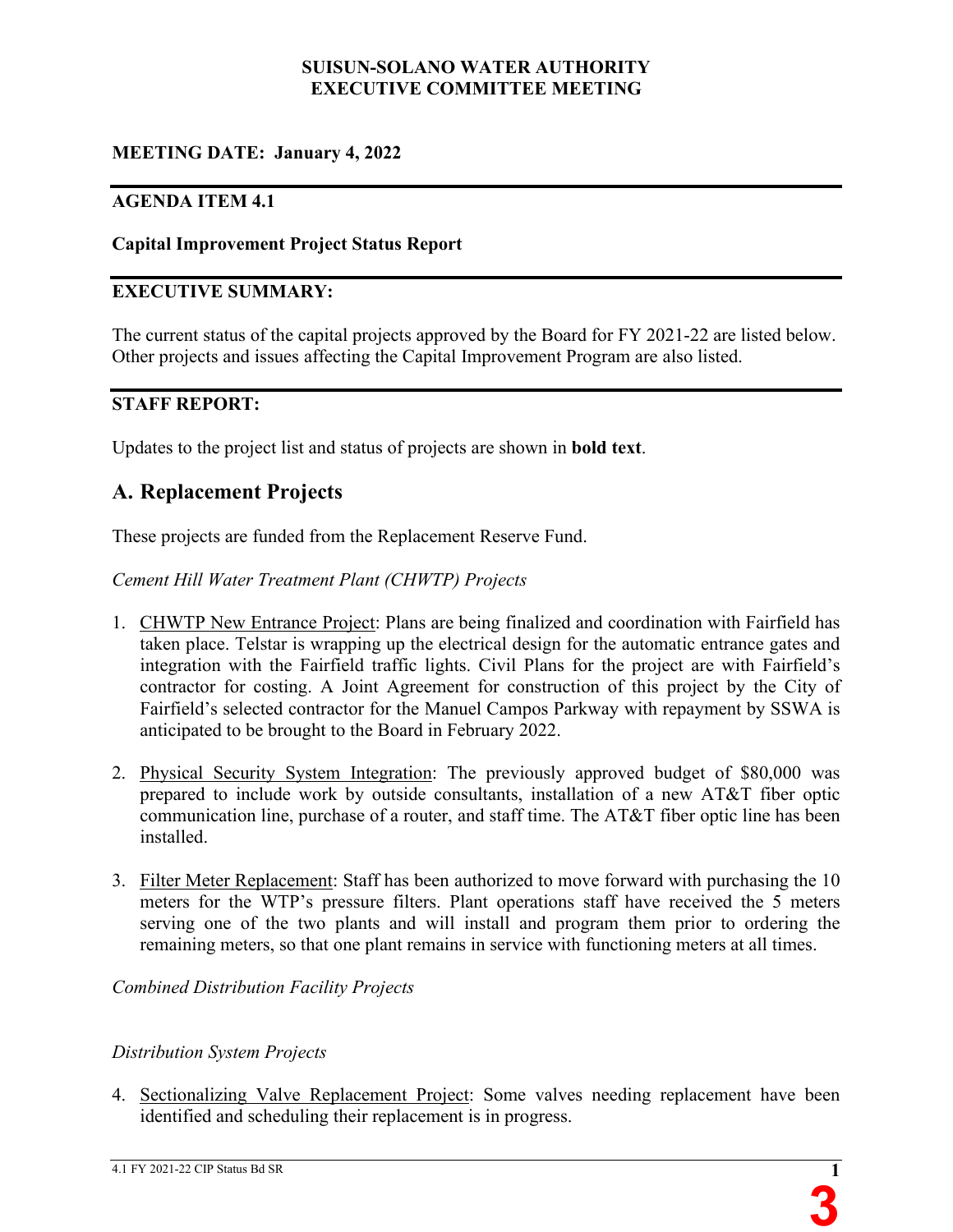**SUISUN-SOLANO WATER AUTHORITY**
**EXECUTIVE COMMITTEE MEETING**

**MEETING DATE: January 4, 2022**

**AGENDA ITEM 4.1**

**Capital Improvement Project Status Report**

**EXECUTIVE SUMMARY:**

The current status of the capital projects approved by the Board for FY 2021-22 are listed below. Other projects and issues affecting the Capital Improvement Program are also listed.

**STAFF REPORT:**

Updates to the project list and status of projects are shown in **bold text**.

## A. Replacement Projects

These projects are funded from the Replacement Reserve Fund.

*Cement Hill Water Treatment Plant (CHWTP) Projects*

1. CHWTP New Entrance Project: Plans are being finalized and coordination with Fairfield has taken place. Telstar is wrapping up the electrical design for the automatic entrance gates and integration with the Fairfield traffic lights. Civil Plans for the project are with Fairfield's contractor for costing. A Joint Agreement for construction of this project by the City of Fairfield's selected contractor for the Manuel Campos Parkway with repayment by SSWA is anticipated to be brought to the Board in February 2022.

2. Physical Security System Integration: The previously approved budget of $80,000 was prepared to include work by outside consultants, installation of a new AT&T fiber optic communication line, purchase of a router, and staff time. The AT&T fiber optic line has been installed.

3. Filter Meter Replacement: Staff has been authorized to move forward with purchasing the 10 meters for the WTP's pressure filters. Plant operations staff have received the 5 meters serving one of the two plants and will install and program them prior to ordering the remaining meters, so that one plant remains in service with functioning meters at all times.

*Combined Distribution Facility Projects*

*Distribution System Projects*

4. Sectionalizing Valve Replacement Project: Some valves needing replacement have been identified and scheduling their replacement is in progress.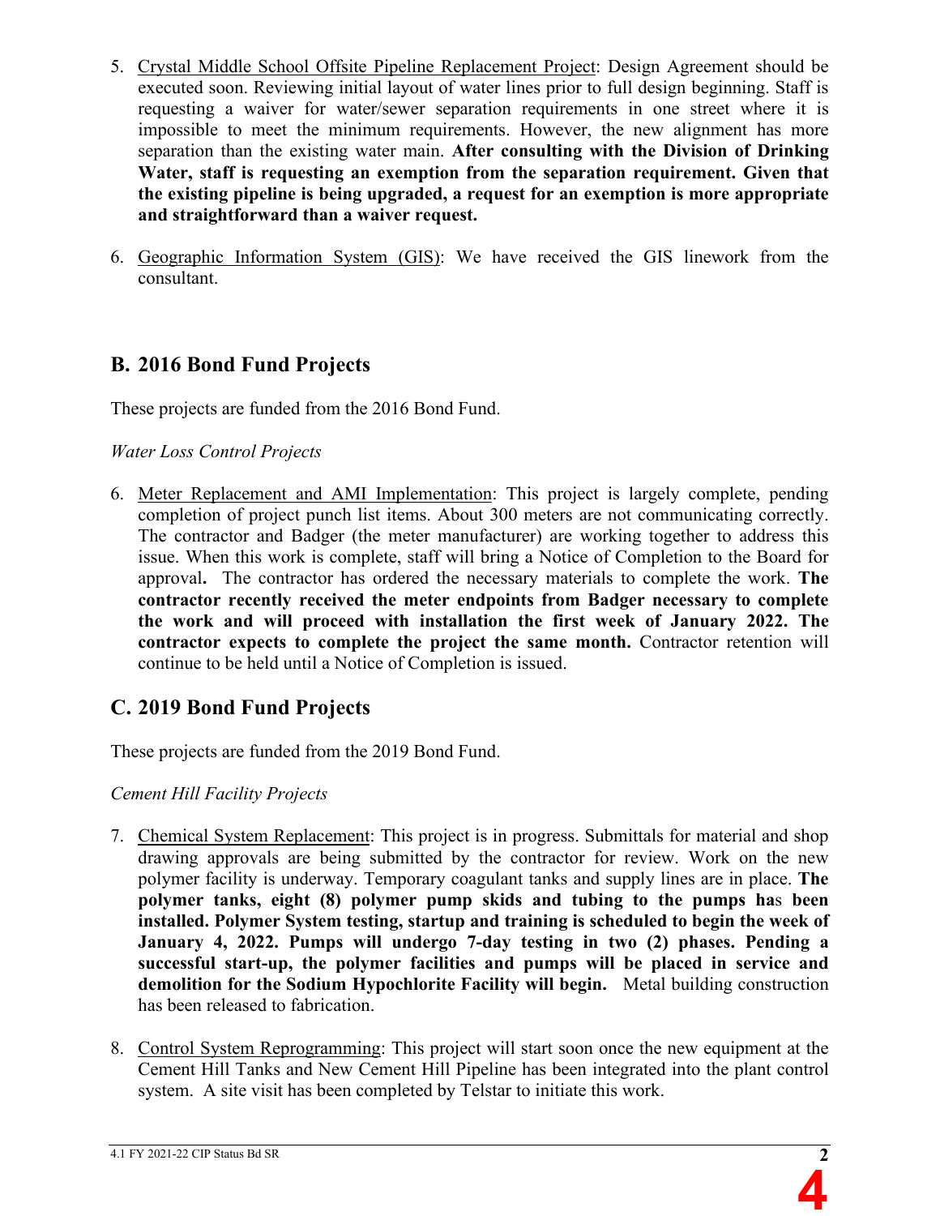5. Crystal Middle School Offsite Pipeline Replacement Project: Design Agreement should be executed soon. Reviewing initial layout of water lines prior to full design beginning. Staff is requesting a waiver for water/sewer separation requirements in one street where it is impossible to meet the minimum requirements. However, the new alignment has more separation than the existing water main. **After consulting with the Division of Drinking Water, staff is requesting an exemption from the separation requirement. Given that the existing pipeline is being upgraded, a request for an exemption is more appropriate and straightforward than a waiver request.**

6. Geographic Information System (GIS): We have received the GIS linework from the consultant.

## B. 2016 Bond Fund Projects

These projects are funded from the 2016 Bond Fund.

*Water Loss Control Projects*

6. Meter Replacement and AMI Implementation: This project is largely complete, pending completion of project punch list items. About 300 meters are not communicating correctly. The contractor and Badger (the meter manufacturer) are working together to address this issue. When this work is complete, staff will bring a Notice of Completion to the Board for approval. The contractor has ordered the necessary materials to complete the work. **The contractor recently received the meter endpoints from Badger necessary to complete the work and will proceed with installation the first week of January 2022. The contractor expects to complete the project the same month.** Contractor retention will continue to be held until a Notice of Completion is issued.

## C. 2019 Bond Fund Projects

These projects are funded from the 2019 Bond Fund.

*Cement Hill Facility Projects*

7. Chemical System Replacement: This project is in progress. Submittals for material and shop drawing approvals are being submitted by the contractor for review. Work on the new polymer facility is underway. Temporary coagulant tanks and supply lines are in place. **The polymer tanks, eight (8) polymer pump skids and tubing to the pumps has been installed. Polymer System testing, startup and training is scheduled to begin the week of January 4, 2022. Pumps will undergo 7-day testing in two (2) phases. Pending a successful start-up, the polymer facilities and pumps will be placed in service and demolition for the Sodium Hypochlorite Facility will begin.** Metal building construction has been released to fabrication.

8. Control System Reprogramming: This project will start soon once the new equipment at the Cement Hill Tanks and New Cement Hill Pipeline has been integrated into the plant control system. A site visit has been completed by Telstar to initiate this work.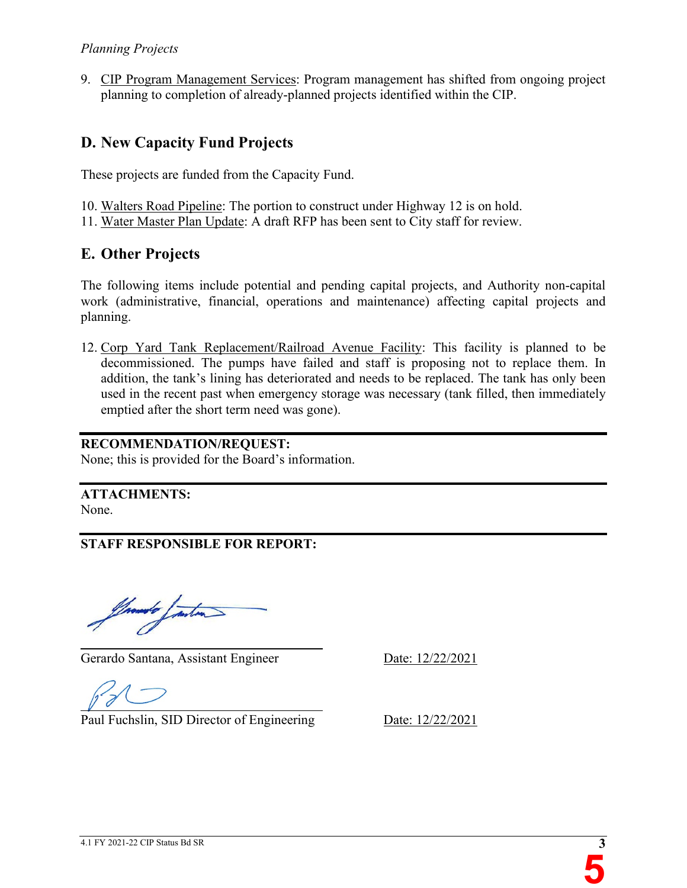*Planning Projects*

9. CIP Program Management Services: Program management has shifted from ongoing project planning to completion of already-planned projects identified within the CIP.

## D. New Capacity Fund Projects

These projects are funded from the Capacity Fund.

10. Walters Road Pipeline: The portion to construct under Highway 12 is on hold.
11. Water Master Plan Update: A draft RFP has been sent to City staff for review.

## E. Other Projects

The following items include potential and pending capital projects, and Authority non-capital work (administrative, financial, operations and maintenance) affecting capital projects and planning.

12. Corp Yard Tank Replacement/Railroad Avenue Facility: This facility is planned to be decommissioned. The pumps have failed and staff is proposing not to replace them. In addition, the tank's lining has deteriorated and needs to be replaced. The tank has only been used in the recent past when emergency storage was necessary (tank filled, then immediately emptied after the short term need was gone).

**RECOMMENDATION/REQUEST:**
None; this is provided for the Board's information.

**ATTACHMENTS:**
None.

**STAFF RESPONSIBLE FOR REPORT:**

Gerardo Santana, Assistant Engineer — Date: 12/22/2021

Paul Fuchslin, SID Director of Engineering — Date: 12/22/2021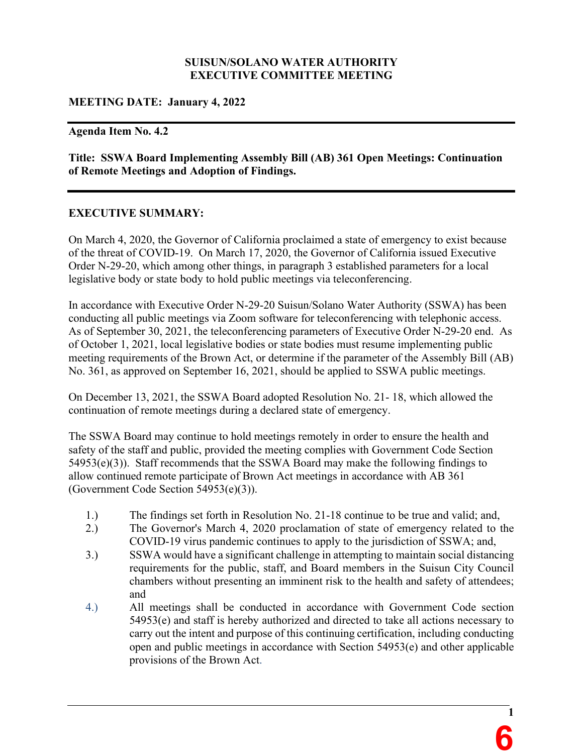**SUISUN/SOLANO WATER AUTHORITY**
**EXECUTIVE COMMITTEE MEETING**

**MEETING DATE: January 4, 2022**

---

**Agenda Item No. 4.2**

**Title: SSWA Board Implementing Assembly Bill (AB) 361 Open Meetings: Continuation of Remote Meetings and Adoption of Findings.**

---

**EXECUTIVE SUMMARY:**

On March 4, 2020, the Governor of California proclaimed a state of emergency to exist because of the threat of COVID-19. On March 17, 2020, the Governor of California issued Executive Order N-29-20, which among other things, in paragraph 3 established parameters for a local legislative body or state body to hold public meetings via teleconferencing.

In accordance with Executive Order N-29-20 Suisun/Solano Water Authority (SSWA) has been conducting all public meetings via Zoom software for teleconferencing with telephonic access. As of September 30, 2021, the teleconferencing parameters of Executive Order N-29-20 end. As of October 1, 2021, local legislative bodies or state bodies must resume implementing public meeting requirements of the Brown Act, or determine if the parameter of the Assembly Bill (AB) No. 361, as approved on September 16, 2021, should be applied to SSWA public meetings.

On December 13, 2021, the SSWA Board adopted Resolution No. 21- 18, which allowed the continuation of remote meetings during a declared state of emergency.

The SSWA Board may continue to hold meetings remotely in order to ensure the health and safety of the staff and public, provided the meeting complies with Government Code Section 54953(e)(3)). Staff recommends that the SSWA Board may make the following findings to allow continued remote participate of Brown Act meetings in accordance with AB 361 (Government Code Section 54953(e)(3)).

1.) The findings set forth in Resolution No. 21-18 continue to be true and valid; and,
2.) The Governor's March 4, 2020 proclamation of state of emergency related to the COVID-19 virus pandemic continues to apply to the jurisdiction of SSWA; and,
3.) SSWA would have a significant challenge in attempting to maintain social distancing requirements for the public, staff, and Board members in the Suisun City Council chambers without presenting an imminent risk to the health and safety of attendees; and
4.) All meetings shall be conducted in accordance with Government Code section 54953(e) and staff is hereby authorized and directed to take all actions necessary to carry out the intent and purpose of this continuing certification, including conducting open and public meetings in accordance with Section 54953(e) and other applicable provisions of the Brown Act.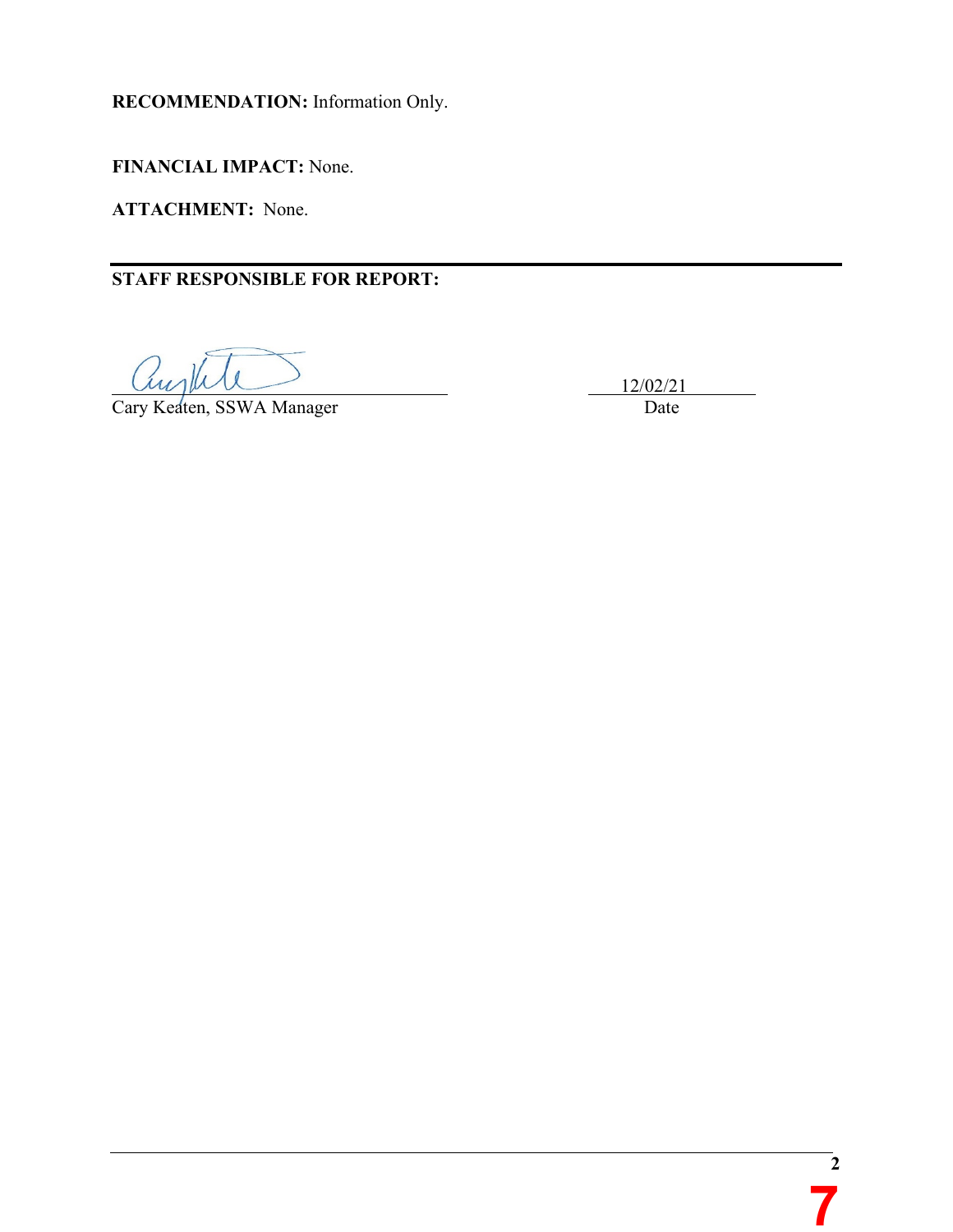**RECOMMENDATION:** Information Only.

**FINANCIAL IMPACT:** None.

**ATTACHMENT:** None.

---

**STAFF RESPONSIBLE FOR REPORT:**

Cary Keaten, SSWA Manager    12/02/21
Date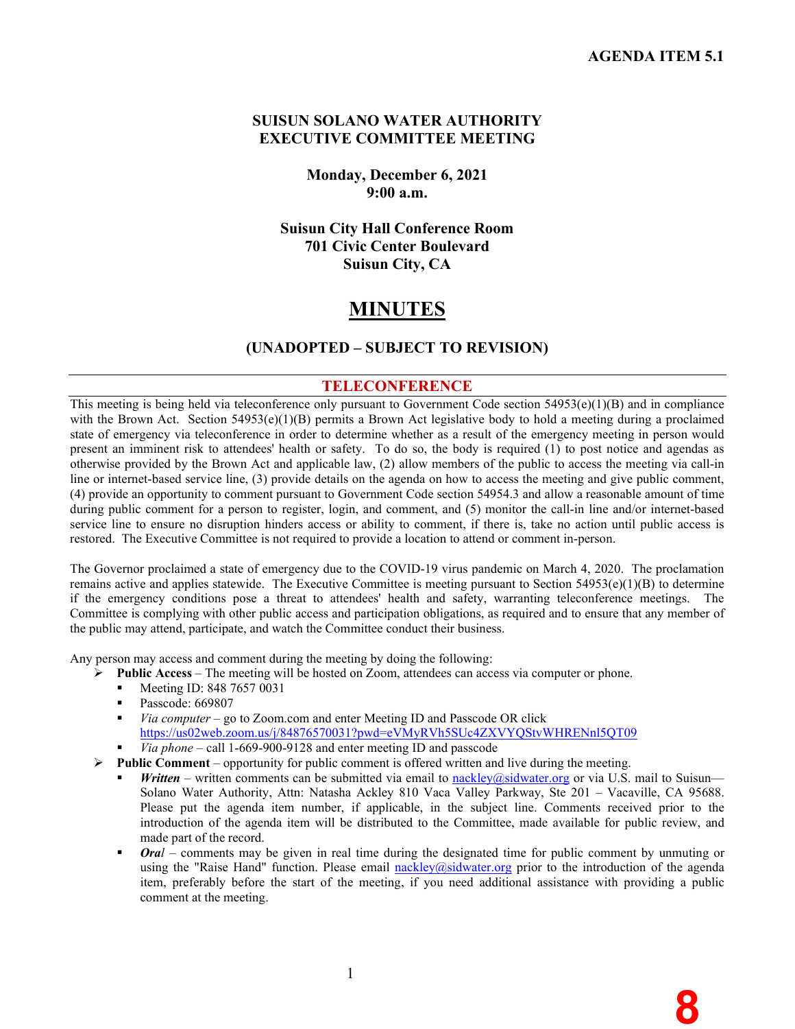**AGENDA ITEM 5.1**

# SUISUN SOLANO WATER AUTHORITY EXECUTIVE COMMITTEE MEETING

**Monday, December 6, 2021**
**9:00 a.m.**

**Suisun City Hall Conference Room**
**701 Civic Center Boulevard**
**Suisun City, CA**

# MINUTES

## (UNADOPTED – SUBJECT TO REVISION)

## TELECONFERENCE

This meeting is being held via teleconference only pursuant to Government Code section 54953(e)(1)(B) and in compliance with the Brown Act. Section 54953(e)(1)(B) permits a Brown Act legislative body to hold a meeting during a proclaimed state of emergency via teleconference in order to determine whether as a result of the emergency meeting in person would present an imminent risk to attendees' health or safety. To do so, the body is required (1) to post notice and agendas as otherwise provided by the Brown Act and applicable law, (2) allow members of the public to access the meeting via call-in line or internet-based service line, (3) provide details on the agenda on how to access the meeting and give public comment, (4) provide an opportunity to comment pursuant to Government Code section 54954.3 and allow a reasonable amount of time during public comment for a person to register, login, and comment, and (5) monitor the call-in line and/or internet-based service line to ensure no disruption hinders access or ability to comment, if there is, take no action until public access is restored. The Executive Committee is not required to provide a location to attend or comment in-person.

The Governor proclaimed a state of emergency due to the COVID-19 virus pandemic on March 4, 2020. The proclamation remains active and applies statewide. The Executive Committee is meeting pursuant to Section 54953(e)(1)(B) to determine if the emergency conditions pose a threat to attendees' health and safety, warranting teleconference meetings. The Committee is complying with other public access and participation obligations, as required and to ensure that any member of the public may attend, participate, and watch the Committee conduct their business.

Any person may access and comment during the meeting by doing the following:

- **Public Access** – The meeting will be hosted on Zoom, attendees can access via computer or phone.
  - Meeting ID: 848 7657 0031
  - Passcode: 669807
  - *Via computer* – go to Zoom.com and enter Meeting ID and Passcode OR click https://us02web.zoom.us/j/84876570031?pwd=eVMyRVh5SUc4ZXVYQStvWHRENnl5QT09
  - *Via phone* – call 1-669-900-9128 and enter meeting ID and passcode
- **Public Comment** – opportunity for public comment is offered written and live during the meeting.
  - ***Written*** – written comments can be submitted via email to nackley@sidwater.org or via U.S. mail to Suisun—Solano Water Authority, Attn: Natasha Ackley 810 Vaca Valley Parkway, Ste 201 – Vacaville, CA 95688. Please put the agenda item number, if applicable, in the subject line. Comments received prior to the introduction of the agenda item will be distributed to the Committee, made available for public review, and made part of the record.
  - ***Oral*** – comments may be given in real time during the designated time for public comment by unmuting or using the "Raise Hand" function. Please email nackley@sidwater.org prior to the introduction of the agenda item, preferably before the start of the meeting, if you need additional assistance with providing a public comment at the meeting.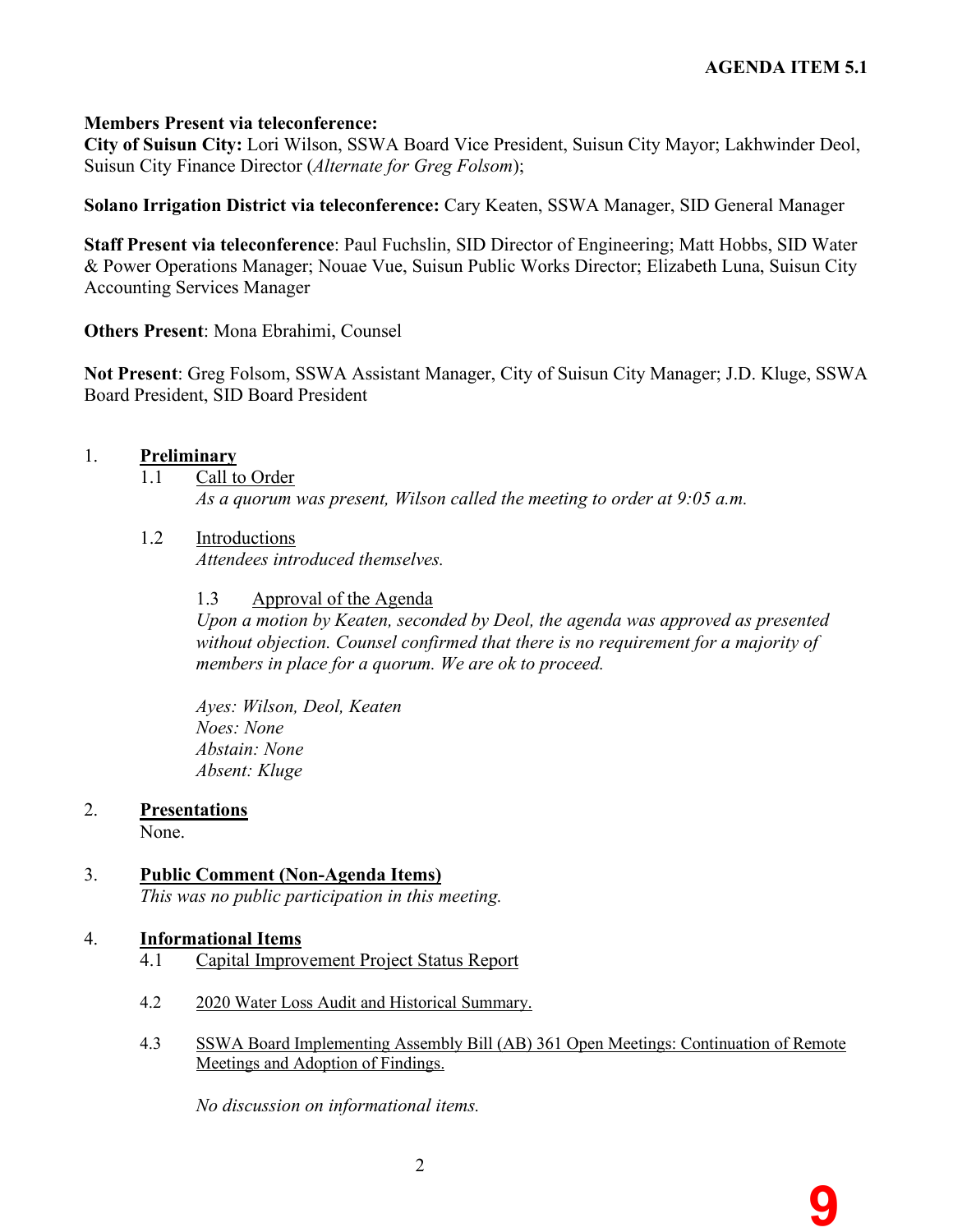**AGENDA ITEM 5.1**

**Members Present via teleconference:**
**City of Suisun City:** Lori Wilson, SSWA Board Vice President, Suisun City Mayor; Lakhwinder Deol, Suisun City Finance Director (*Alternate for Greg Folsom*);

**Solano Irrigation District via teleconference:** Cary Keaten, SSWA Manager, SID General Manager

**Staff Present via teleconference**: Paul Fuchslin, SID Director of Engineering; Matt Hobbs, SID Water & Power Operations Manager; Nouae Vue, Suisun Public Works Director; Elizabeth Luna, Suisun City Accounting Services Manager

**Others Present**: Mona Ebrahimi, Counsel

**Not Present**: Greg Folsom, SSWA Assistant Manager, City of Suisun City Manager; J.D. Kluge, SSWA Board President, SID Board President

1. **Preliminary**

   1.1 Call to Order

   *As a quorum was present, Wilson called the meeting to order at 9:05 a.m.*

   1.2 Introductions

   *Attendees introduced themselves.*

   1.3 Approval of the Agenda

   *Upon a motion by Keaten, seconded by Deol, the agenda was approved as presented without objection. Counsel confirmed that there is no requirement for a majority of members in place for a quorum. We are ok to proceed.*

   *Ayes: Wilson, Deol, Keaten*
   *Noes: None*
   *Abstain: None*
   *Absent: Kluge*

2. **Presentations**

   None.

3. **Public Comment (Non-Agenda Items)**

   *This was no public participation in this meeting.*

4. **Informational Items**

   4.1 Capital Improvement Project Status Report

   4.2 2020 Water Loss Audit and Historical Summary.

   4.3 SSWA Board Implementing Assembly Bill (AB) 361 Open Meetings: Continuation of Remote Meetings and Adoption of Findings.

   *No discussion on informational items.*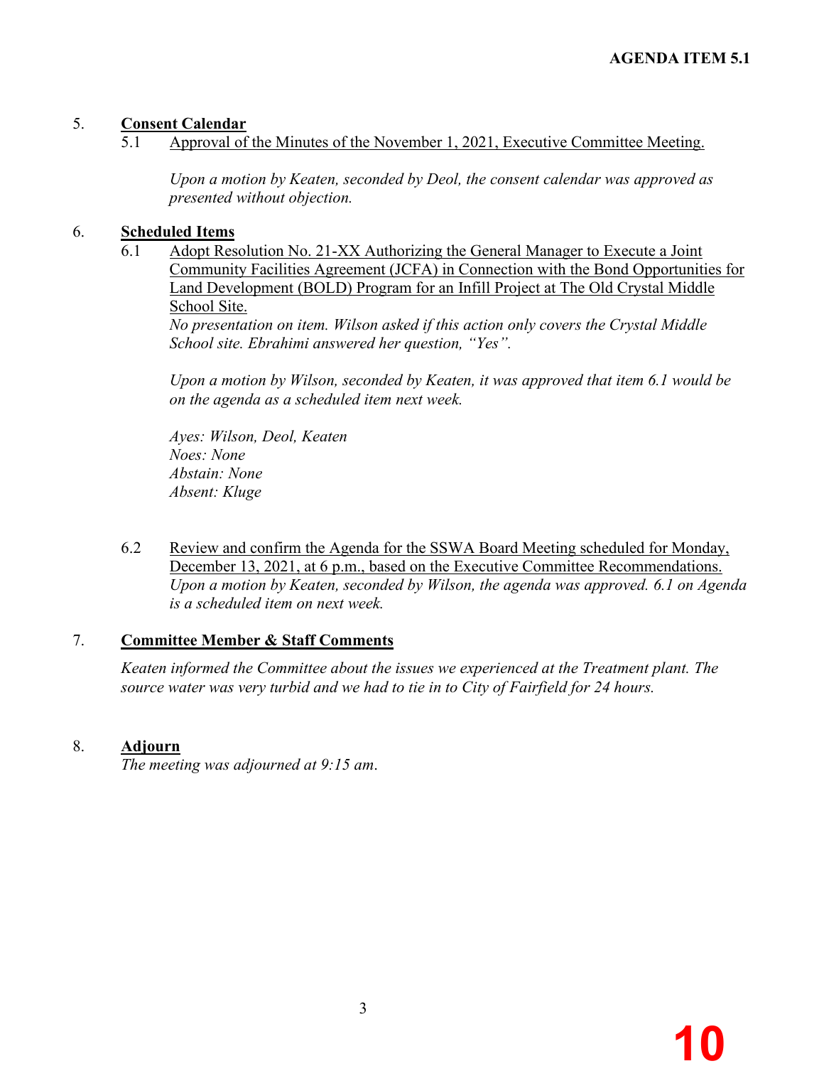**AGENDA ITEM 5.1**

5. **Consent Calendar**

   5.1 Approval of the Minutes of the November 1, 2021, Executive Committee Meeting.

   *Upon a motion by Keaten, seconded by Deol, the consent calendar was approved as presented without objection.*

6. **Scheduled Items**

   6.1 Adopt Resolution No. 21-XX Authorizing the General Manager to Execute a Joint Community Facilities Agreement (JCFA) in Connection with the Bond Opportunities for Land Development (BOLD) Program for an Infill Project at The Old Crystal Middle School Site.

   *No presentation on item. Wilson asked if this action only covers the Crystal Middle School site. Ebrahimi answered her question, "Yes".*

   *Upon a motion by Wilson, seconded by Keaten, it was approved that item 6.1 would be on the agenda as a scheduled item next week.*

   *Ayes: Wilson, Deol, Keaten*
   *Noes: None*
   *Abstain: None*
   *Absent: Kluge*

   6.2 Review and confirm the Agenda for the SSWA Board Meeting scheduled for Monday, December 13, 2021, at 6 p.m., based on the Executive Committee Recommendations.

   *Upon a motion by Keaten, seconded by Wilson, the agenda was approved. 6.1 on Agenda is a scheduled item on next week.*

7. **Committee Member & Staff Comments**

   *Keaten informed the Committee about the issues we experienced at the Treatment plant. The source water was very turbid and we had to tie in to City of Fairfield for 24 hours.*

8. **Adjourn**

   *The meeting was adjourned at 9:15 am.*